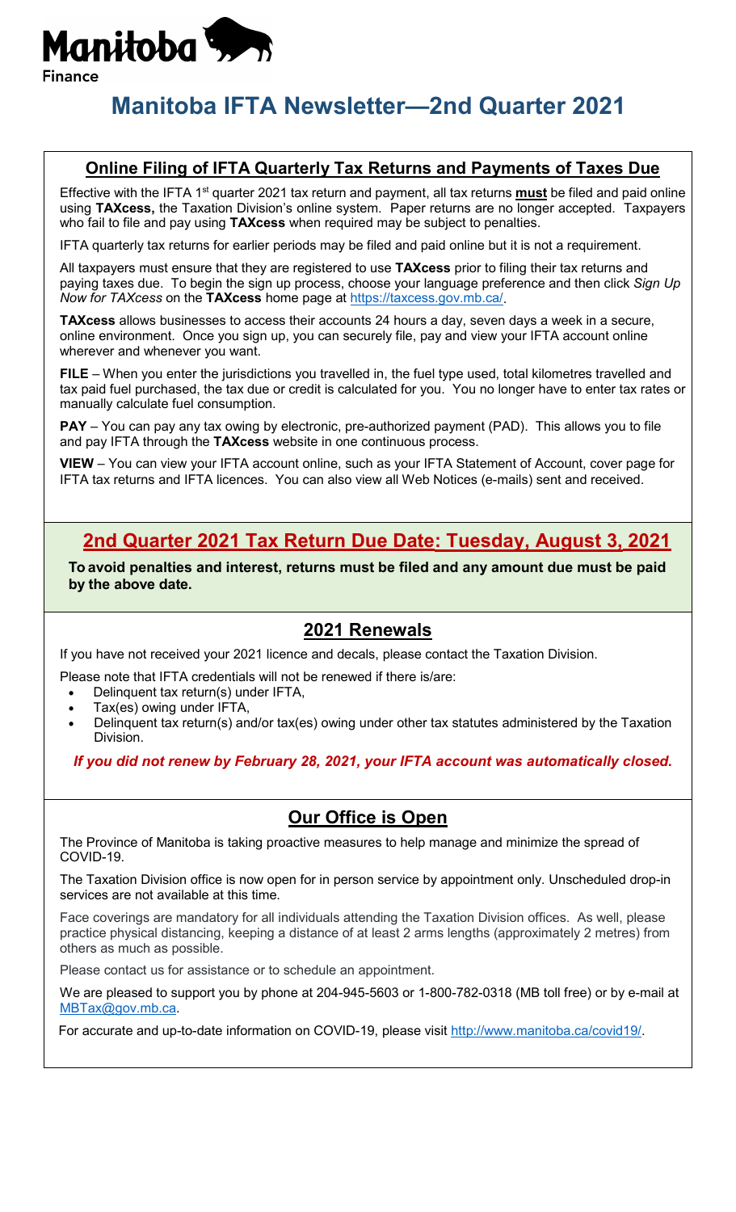Manitoba

Finance

# Manitoba IFTA Newsletter—2nd Quarter 2021

## Online Filing of IFTA Quarterly Tax Returns and Payments of Taxes Due

Effective with the IFTA 1st quarter 2021 tax return and payment, all tax returns **must** be filed and paid online using **TAXcess,** the Taxation Division's online system. Paper returns are no longer accepted. Taxpayers who fail to file and pay using **TAXcess** when required may be subject to penalties.

IFTA quarterly tax returns for earlier periods may be filed and paid online but it is not a requirement.

All taxpayers must ensure that they are registered to use **TAXcess** prior to filing their tax returns and paying taxes due. To begin the sign up process, choose your language preference and then click *Sign Up Now for TAXcess* on the **TAXcess** home page at https://taxcess.gov.mb.ca/.

**TAXcess** allows businesses to access their accounts 24 hours a day, seven days a week in a secure, online environment. Once you sign up, you can securely file, pay and view your IFTA account online wherever and whenever you want.

**FILE** – When you enter the jurisdictions you travelled in, the fuel type used, total kilometres travelled and tax paid fuel purchased, the tax due or credit is calculated for you. You no longer have to enter tax rates or manually calculate fuel consumption.

**PAY** – You can pay any tax owing by electronic, pre-authorized payment (PAD). This allows you to file and pay IFTA through the **TAXcess** website in one continuous process.

**VIEW** – You can view your IFTA account online, such as your IFTA Statement of Account, cover page for IFTA tax returns and IFTA licences. You can also view all Web Notices (e-mails) sent and received.

## 2nd Quarter 2021 Tax Return Due Date: Tuesday, August 3, 2021

**To avoid penalties and interest, returns must be filed and any amount due must be paid by the above date.**

## 2021 Renewals

If you have not received your 2021 licence and decals, please contact the Taxation Division.

Please note that IFTA credentials will not be renewed if there is/are:

- Delinquent tax return(s) under IFTA,
- Tax(es) owing under IFTA,
- Delinquent tax return(s) and/or tax(es) owing under other tax statutes administered by the Taxation Division.

***If you did not renew by February 28, 2021, your IFTA account was automatically closed.***

## Our Office is Open

The Province of Manitoba is taking proactive measures to help manage and minimize the spread of COVID-19.

The Taxation Division office is now open for in person service by appointment only. Unscheduled drop-in services are not available at this time.

Face coverings are mandatory for all individuals attending the Taxation Division offices. As well, please practice physical distancing, keeping a distance of at least 2 arms lengths (approximately 2 metres) from others as much as possible.

Please contact us for assistance or to schedule an appointment.

We are pleased to support you by phone at 204-945-5603 or 1-800-782-0318 (MB toll free) or by e-mail at MBTax@gov.mb.ca.

For accurate and up-to-date information on COVID-19, please visit http://www.manitoba.ca/covid19/.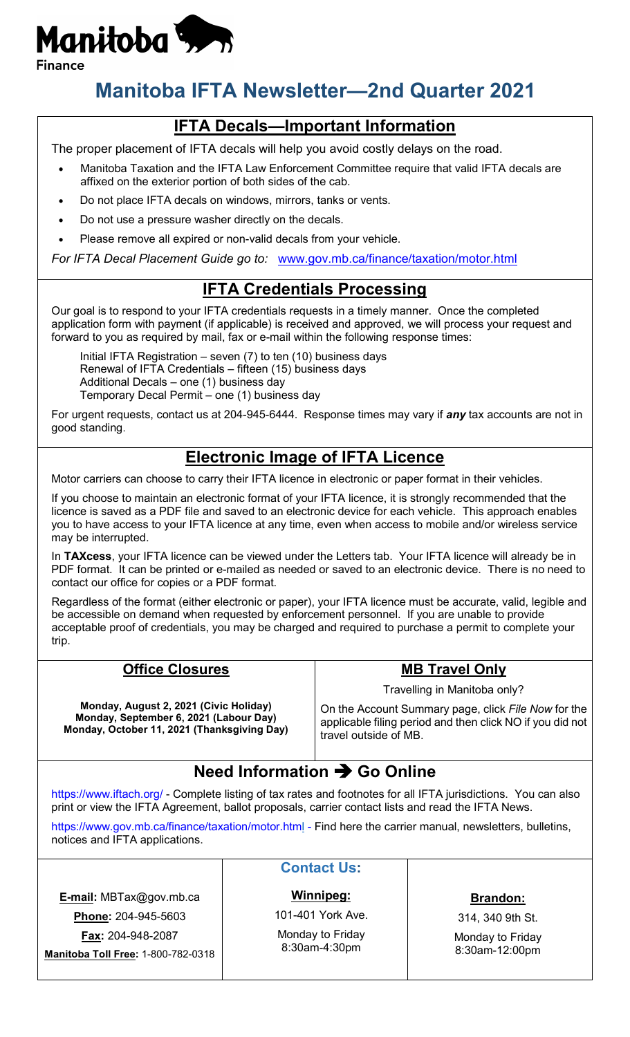Manitoba Finance

# Manitoba IFTA Newsletter—2nd Quarter 2021

## IFTA Decals—Important Information

The proper placement of IFTA decals will help you avoid costly delays on the road.

- Manitoba Taxation and the IFTA Law Enforcement Committee require that valid IFTA decals are affixed on the exterior portion of both sides of the cab.
- Do not place IFTA decals on windows, mirrors, tanks or vents.
- Do not use a pressure washer directly on the decals.
- Please remove all expired or non-valid decals from your vehicle.

*For IFTA Decal Placement Guide go to:* www.gov.mb.ca/finance/taxation/motor.html

## IFTA Credentials Processing

Our goal is to respond to your IFTA credentials requests in a timely manner. Once the completed application form with payment (if applicable) is received and approved, we will process your request and forward to you as required by mail, fax or e-mail within the following response times:

Initial IFTA Registration – seven (7) to ten (10) business days
Renewal of IFTA Credentials – fifteen (15) business days
Additional Decals – one (1) business day
Temporary Decal Permit – one (1) business day

For urgent requests, contact us at 204-945-6444. Response times may vary if ***any*** tax accounts are not in good standing.

## Electronic Image of IFTA Licence

Motor carriers can choose to carry their IFTA licence in electronic or paper format in their vehicles.

If you choose to maintain an electronic format of your IFTA licence, it is strongly recommended that the licence is saved as a PDF file and saved to an electronic device for each vehicle. This approach enables you to have access to your IFTA licence at any time, even when access to mobile and/or wireless service may be interrupted.

In **TAXcess**, your IFTA licence can be viewed under the Letters tab. Your IFTA licence will already be in PDF format. It can be printed or e-mailed as needed or saved to an electronic device. There is no need to contact our office for copies or a PDF format.

Regardless of the format (either electronic or paper), your IFTA licence must be accurate, valid, legible and be accessible on demand when requested by enforcement personnel. If you are unable to provide acceptable proof of credentials, you may be charged and required to purchase a permit to complete your trip.

### Office Closures

**Monday, August 2, 2021 (Civic Holiday)**
**Monday, September 6, 2021 (Labour Day)**
**Monday, October 11, 2021 (Thanksgiving Day)**

### MB Travel Only

Travelling in Manitoba only?

On the Account Summary page, click *File Now* for the applicable filing period and then click NO if you did not travel outside of MB.

## Need Information ➔ Go Online

https://www.iftach.org/ - Complete listing of tax rates and footnotes for all IFTA jurisdictions. You can also print or view the IFTA Agreement, ballot proposals, carrier contact lists and read the IFTA News.

https://www.gov.mb.ca/finance/taxation/motor.html - Find here the carrier manual, newsletters, bulletins, notices and IFTA applications.

### Contact Us:

**E-mail:** MBTax@gov.mb.ca
**Phone:** 204-945-5603
**Fax:** 204-948-2087
**Manitoba Toll Free:** 1-800-782-0318

**Winnipeg:**
101-401 York Ave.
Monday to Friday
8:30am-4:30pm

**Brandon:**
314, 340 9th St.
Monday to Friday
8:30am-12:00pm